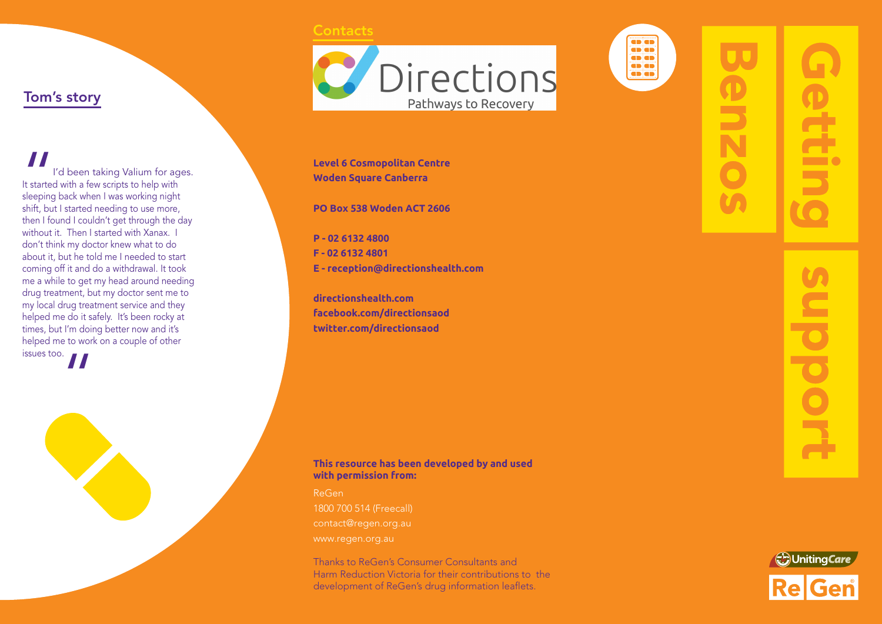## Tom's story

"I'd been taking Valium for ages. It started with a few scripts to help with sleeping back when I was working night shift, but I started needing to use more, then I found I couldn't get through the day without it. Then I started with Xanax. I don't think my doctor knew what to do about it, but he told me I needed to start coming off it and do a withdrawal. It took me a while to get my head around needing drug treatment, but my doctor sent me to my local drug treatment service and they helped me do it safely. It's been rocky at times, but I'm doing better now and it's helped me to work on a couple of other issues too."

## Contacts

Directions
Pathways to Recovery

**Level 6 Cosmopolitan Centre**
**Woden Square Canberra**

**PO Box 538 Woden ACT 2606**

**P - 02 6132 4800**
**F - 02 6132 4801**
**E - reception@directionshealth.com**

**directionshealth.com**
**facebook.com/directionsaod**
**twitter.com/directionsaod**

**This resource has been developed by and used with permission from:**

ReGen
1800 700 514 (Freecall)
contact@regen.org.au
www.regen.org.au

Thanks to ReGen's Consumer Consultants and Harm Reduction Victoria for their contributions to the development of ReGen's drug information leaflets.

# Benzos

# Getting support

UnitingCare
ReGen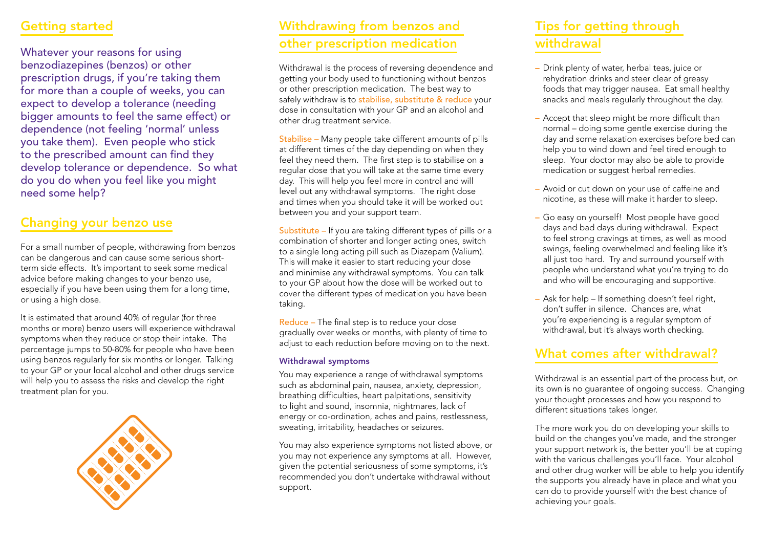## Getting started

Whatever your reasons for using benzodiazepines (benzos) or other prescription drugs, if you're taking them for more than a couple of weeks, you can expect to develop a tolerance (needing bigger amounts to feel the same effect) or dependence (not feeling 'normal' unless you take them). Even people who stick to the prescribed amount can find they develop tolerance or dependence. So what do you do when you feel like you might need some help?

## Changing your benzo use

For a small number of people, withdrawing from benzos can be dangerous and can cause some serious short-term side effects. It's important to seek some medical advice before making changes to your benzo use, especially if you have been using them for a long time, or using a high dose.

It is estimated that around 40% of regular (for three months or more) benzo users will experience withdrawal symptoms when they reduce or stop their intake. The percentage jumps to 50-80% for people who have been using benzos regularly for six months or longer. Talking to your GP or your local alcohol and other drugs service will help you to assess the risks and develop the right treatment plan for you.

## Withdrawing from benzos and other prescription medication

Withdrawal is the process of reversing dependence and getting your body used to functioning without benzos or other prescription medication. The best way to safely withdraw is to stabilise, substitute & reduce your dose in consultation with your GP and an alcohol and other drug treatment service.

Stabilise – Many people take different amounts of pills at different times of the day depending on when they feel they need them. The first step is to stabilise on a regular dose that you will take at the same time every day. This will help you feel more in control and will level out any withdrawal symptoms. The right dose and times when you should take it will be worked out between you and your support team.

Substitute – If you are taking different types of pills or a combination of shorter and longer acting ones, switch to a single long acting pill such as Diazepam (Valium). This will make it easier to start reducing your dose and minimise any withdrawal symptoms. You can talk to your GP about how the dose will be worked out to cover the different types of medication you have been taking.

Reduce – The final step is to reduce your dose gradually over weeks or months, with plenty of time to adjust to each reduction before moving on to the next.

### Withdrawal symptoms

You may experience a range of withdrawal symptoms such as abdominal pain, nausea, anxiety, depression, breathing difficulties, heart palpitations, sensitivity to light and sound, insomnia, nightmares, lack of energy or co-ordination, aches and pains, restlessness, sweating, irritability, headaches or seizures.

You may also experience symptoms not listed above, or you may not experience any symptoms at all. However, given the potential seriousness of some symptoms, it's recommended you don't undertake withdrawal without support.

## Tips for getting through withdrawal

- Drink plenty of water, herbal teas, juice or rehydration drinks and steer clear of greasy foods that may trigger nausea. Eat small healthy snacks and meals regularly throughout the day.
- Accept that sleep might be more difficult than normal – doing some gentle exercise during the day and some relaxation exercises before bed can help you to wind down and feel tired enough to sleep. Your doctor may also be able to provide medication or suggest herbal remedies.
- Avoid or cut down on your use of caffeine and nicotine, as these will make it harder to sleep.
- Go easy on yourself! Most people have good days and bad days during withdrawal. Expect to feel strong cravings at times, as well as mood swings, feeling overwhelmed and feeling like it's all just too hard. Try and surround yourself with people who understand what you're trying to do and who will be encouraging and supportive.
- Ask for help – If something doesn't feel right, don't suffer in silence. Chances are, what you're experiencing is a regular symptom of withdrawal, but it's always worth checking.

## What comes after withdrawal?

Withdrawal is an essential part of the process but, on its own is no guarantee of ongoing success. Changing your thought processes and how you respond to different situations takes longer.

The more work you do on developing your skills to build on the changes you've made, and the stronger your support network is, the better you'll be at coping with the various challenges you'll face. Your alcohol and other drug worker will be able to help you identify the supports you already have in place and what you can do to provide yourself with the best chance of achieving your goals.